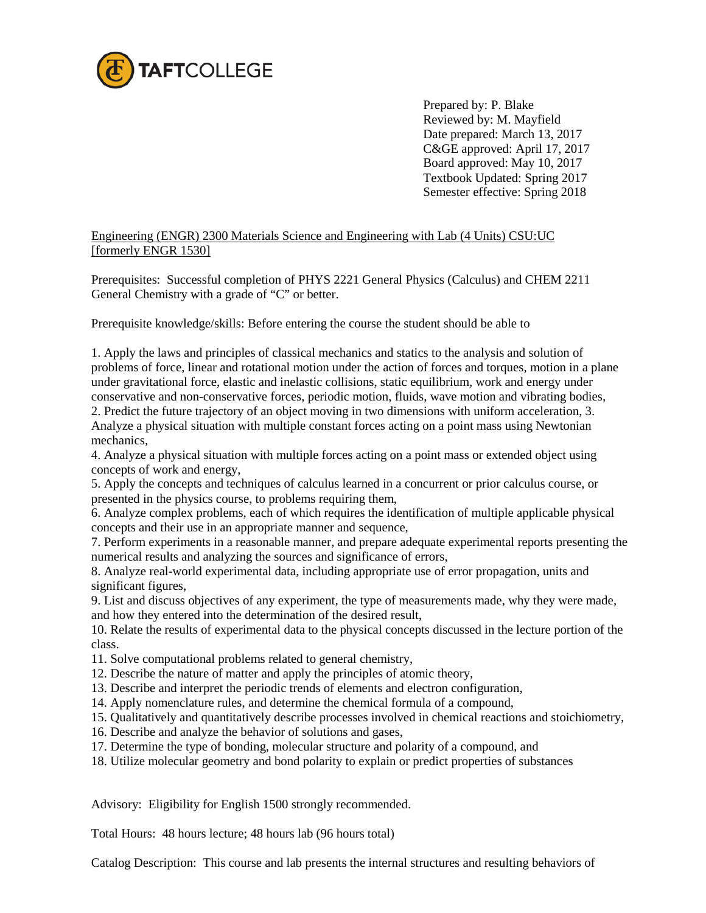Prepared by: P. Blake
Reviewed by: M. Mayfield
Date prepared: March 13, 2017
C&GE approved: April 17, 2017
Board approved: May 10, 2017
Textbook Updated: Spring 2017
Semester effective: Spring 2018

Engineering (ENGR) 2300 Materials Science and Engineering with Lab (4 Units) CSU:UC [formerly ENGR 1530]

Prerequisites: Successful completion of PHYS 2221 General Physics (Calculus) and CHEM 2211 General Chemistry with a grade of "C" or better.

Prerequisite knowledge/skills: Before entering the course the student should be able to

1. Apply the laws and principles of classical mechanics and statics to the analysis and solution of problems of force, linear and rotational motion under the action of forces and torques, motion in a plane under gravitational force, elastic and inelastic collisions, static equilibrium, work and energy under conservative and non-conservative forces, periodic motion, fluids, wave motion and vibrating bodies,
2. Predict the future trajectory of an object moving in two dimensions with uniform acceleration,
3. Analyze a physical situation with multiple constant forces acting on a point mass using Newtonian mechanics,
4. Analyze a physical situation with multiple forces acting on a point mass or extended object using concepts of work and energy,
5. Apply the concepts and techniques of calculus learned in a concurrent or prior calculus course, or presented in the physics course, to problems requiring them,
6. Analyze complex problems, each of which requires the identification of multiple applicable physical concepts and their use in an appropriate manner and sequence,
7. Perform experiments in a reasonable manner, and prepare adequate experimental reports presenting the numerical results and analyzing the sources and significance of errors,
8. Analyze real-world experimental data, including appropriate use of error propagation, units and significant figures,
9. List and discuss objectives of any experiment, the type of measurements made, why they were made, and how they entered into the determination of the desired result,
10. Relate the results of experimental data to the physical concepts discussed in the lecture portion of the class.
11. Solve computational problems related to general chemistry,
12. Describe the nature of matter and apply the principles of atomic theory,
13. Describe and interpret the periodic trends of elements and electron configuration,
14. Apply nomenclature rules, and determine the chemical formula of a compound,
15. Qualitatively and quantitatively describe processes involved in chemical reactions and stoichiometry,
16. Describe and analyze the behavior of solutions and gases,
17. Determine the type of bonding, molecular structure and polarity of a compound, and
18. Utilize molecular geometry and bond polarity to explain or predict properties of substances

Advisory: Eligibility for English 1500 strongly recommended.

Total Hours: 48 hours lecture; 48 hours lab (96 hours total)

Catalog Description: This course and lab presents the internal structures and resulting behaviors of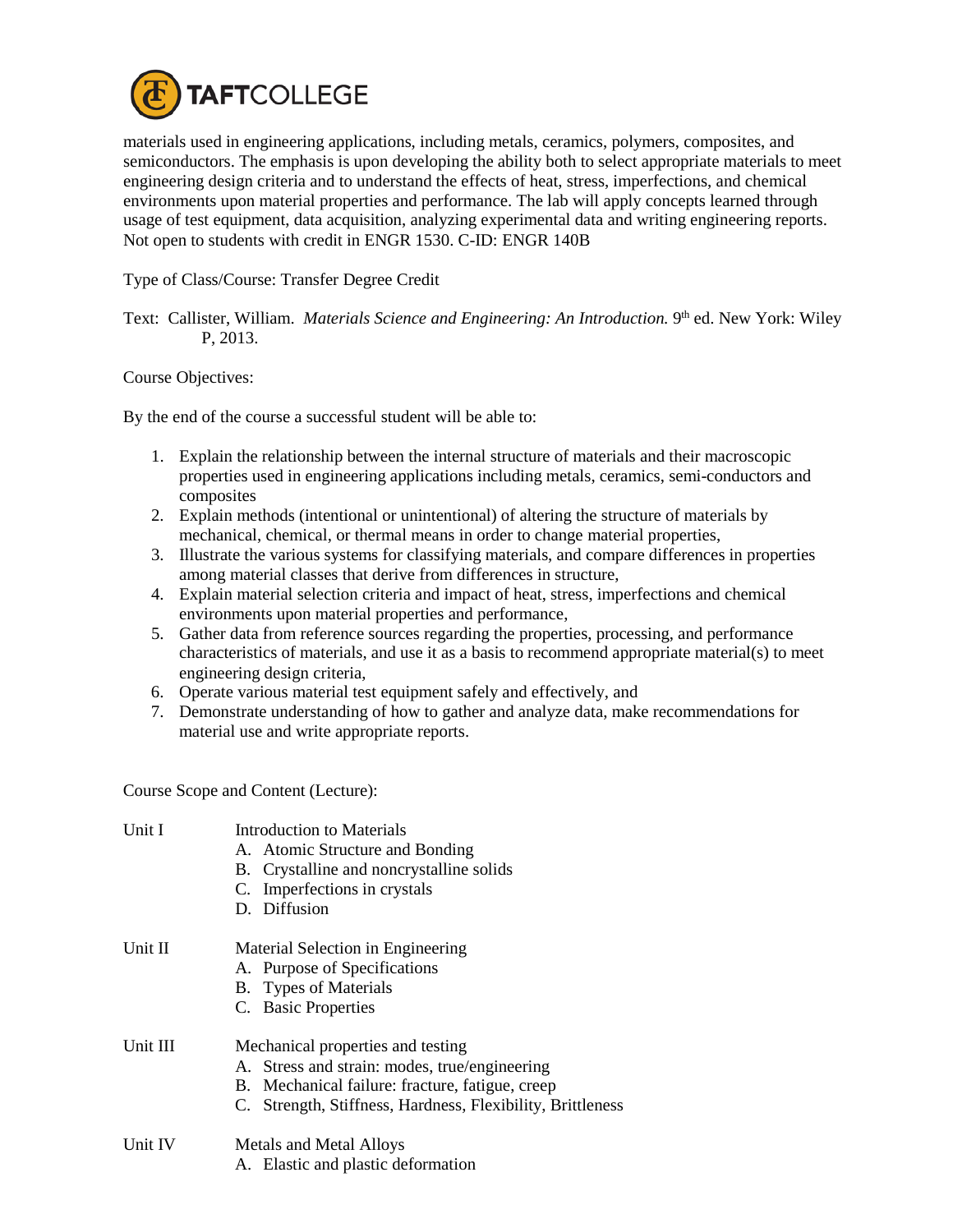materials used in engineering applications, including metals, ceramics, polymers, composites, and semiconductors. The emphasis is upon developing the ability both to select appropriate materials to meet engineering design criteria and to understand the effects of heat, stress, imperfections, and chemical environments upon material properties and performance. The lab will apply concepts learned through usage of test equipment, data acquisition, analyzing experimental data and writing engineering reports. Not open to students with credit in ENGR 1530. C-ID: ENGR 140B

Type of Class/Course: Transfer Degree Credit

Text: Callister, William. *Materials Science and Engineering: An Introduction.* 9th ed. New York: Wiley P, 2013.

Course Objectives:

By the end of the course a successful student will be able to:

1. Explain the relationship between the internal structure of materials and their macroscopic properties used in engineering applications including metals, ceramics, semi-conductors and composites
2. Explain methods (intentional or unintentional) of altering the structure of materials by mechanical, chemical, or thermal means in order to change material properties,
3. Illustrate the various systems for classifying materials, and compare differences in properties among material classes that derive from differences in structure,
4. Explain material selection criteria and impact of heat, stress, imperfections and chemical environments upon material properties and performance,
5. Gather data from reference sources regarding the properties, processing, and performance characteristics of materials, and use it as a basis to recommend appropriate material(s) to meet engineering design criteria,
6. Operate various material test equipment safely and effectively, and
7. Demonstrate understanding of how to gather and analyze data, make recommendations for material use and write appropriate reports.

Course Scope and Content (Lecture):

Unit I — Introduction to Materials
- A. Atomic Structure and Bonding
- B. Crystalline and noncrystalline solids
- C. Imperfections in crystals
- D. Diffusion

Unit II — Material Selection in Engineering
- A. Purpose of Specifications
- B. Types of Materials
- C. Basic Properties

Unit III — Mechanical properties and testing
- A. Stress and strain: modes, true/engineering
- B. Mechanical failure: fracture, fatigue, creep
- C. Strength, Stiffness, Hardness, Flexibility, Brittleness

Unit IV — Metals and Metal Alloys
- A. Elastic and plastic deformation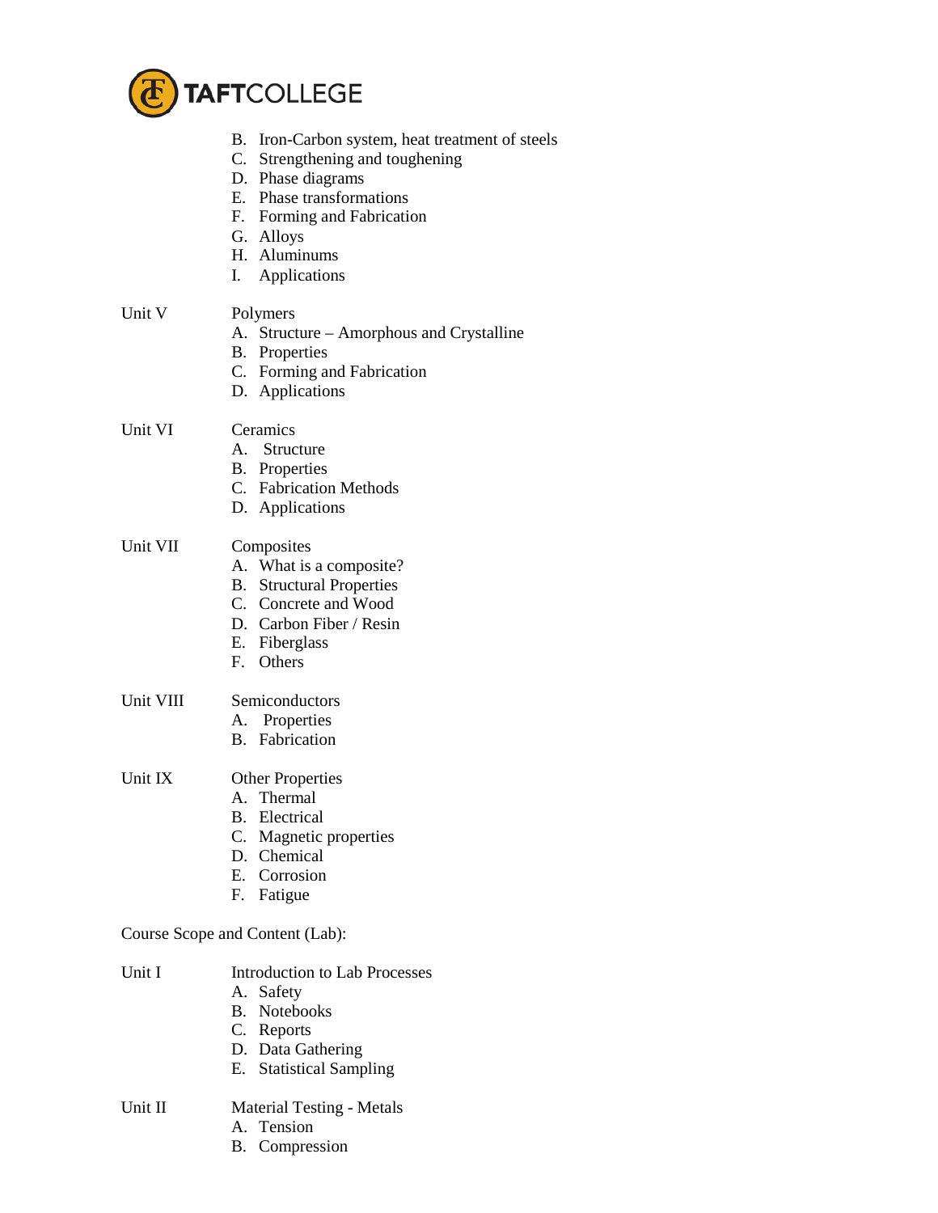B. Iron-Carbon system, heat treatment of steels
C. Strengthening and toughening
D. Phase diagrams
E. Phase transformations
F. Forming and Fabrication
G. Alloys
H. Aluminums
I. Applications

Unit V — Polymers

A. Structure – Amorphous and Crystalline
B. Properties
C. Forming and Fabrication
D. Applications

Unit VI — Ceramics

A. Structure
B. Properties
C. Fabrication Methods
D. Applications

Unit VII — Composites

A. What is a composite?
B. Structural Properties
C. Concrete and Wood
D. Carbon Fiber / Resin
E. Fiberglass
F. Others

Unit VIII — Semiconductors

A. Properties
B. Fabrication

Unit IX — Other Properties

A. Thermal
B. Electrical
C. Magnetic properties
D. Chemical
E. Corrosion
F. Fatigue

Course Scope and Content (Lab):

Unit I — Introduction to Lab Processes

A. Safety
B. Notebooks
C. Reports
D. Data Gathering
E. Statistical Sampling

Unit II — Material Testing - Metals

A. Tension
B. Compression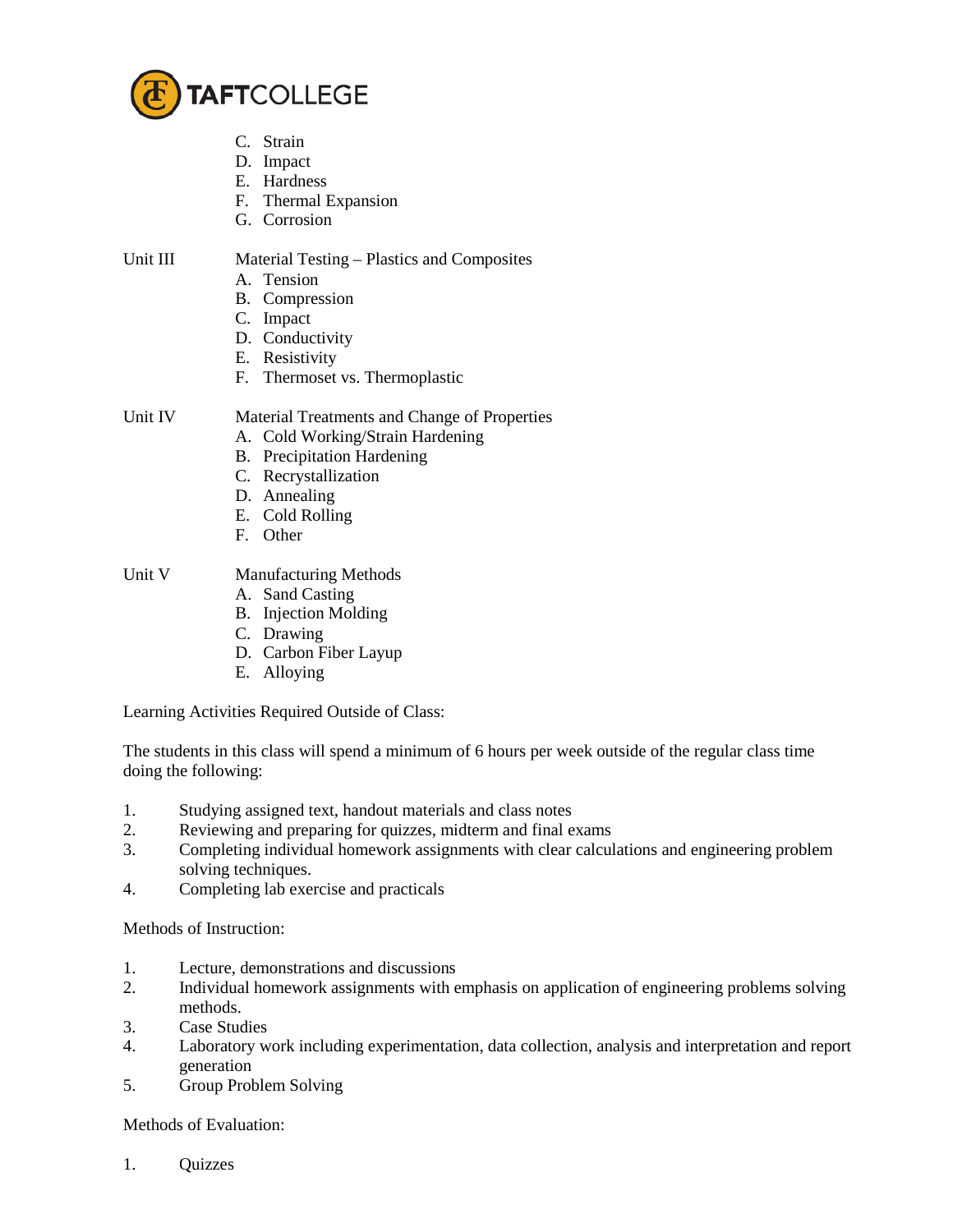C. Strain
D. Impact
E. Hardness
F. Thermal Expansion
G. Corrosion

Unit III Material Testing – Plastics and Composites

A. Tension
B. Compression
C. Impact
D. Conductivity
E. Resistivity
F. Thermoset vs. Thermoplastic

Unit IV Material Treatments and Change of Properties

A. Cold Working/Strain Hardening
B. Precipitation Hardening
C. Recrystallization
D. Annealing
E. Cold Rolling
F. Other

Unit V Manufacturing Methods

A. Sand Casting
B. Injection Molding
C. Drawing
D. Carbon Fiber Layup
E. Alloying

Learning Activities Required Outside of Class:

The students in this class will spend a minimum of 6 hours per week outside of the regular class time doing the following:

1. Studying assigned text, handout materials and class notes
2. Reviewing and preparing for quizzes, midterm and final exams
3. Completing individual homework assignments with clear calculations and engineering problem solving techniques.
4. Completing lab exercise and practicals

Methods of Instruction:

1. Lecture, demonstrations and discussions
2. Individual homework assignments with emphasis on application of engineering problems solving methods.
3. Case Studies
4. Laboratory work including experimentation, data collection, analysis and interpretation and report generation
5. Group Problem Solving

Methods of Evaluation:

1. Quizzes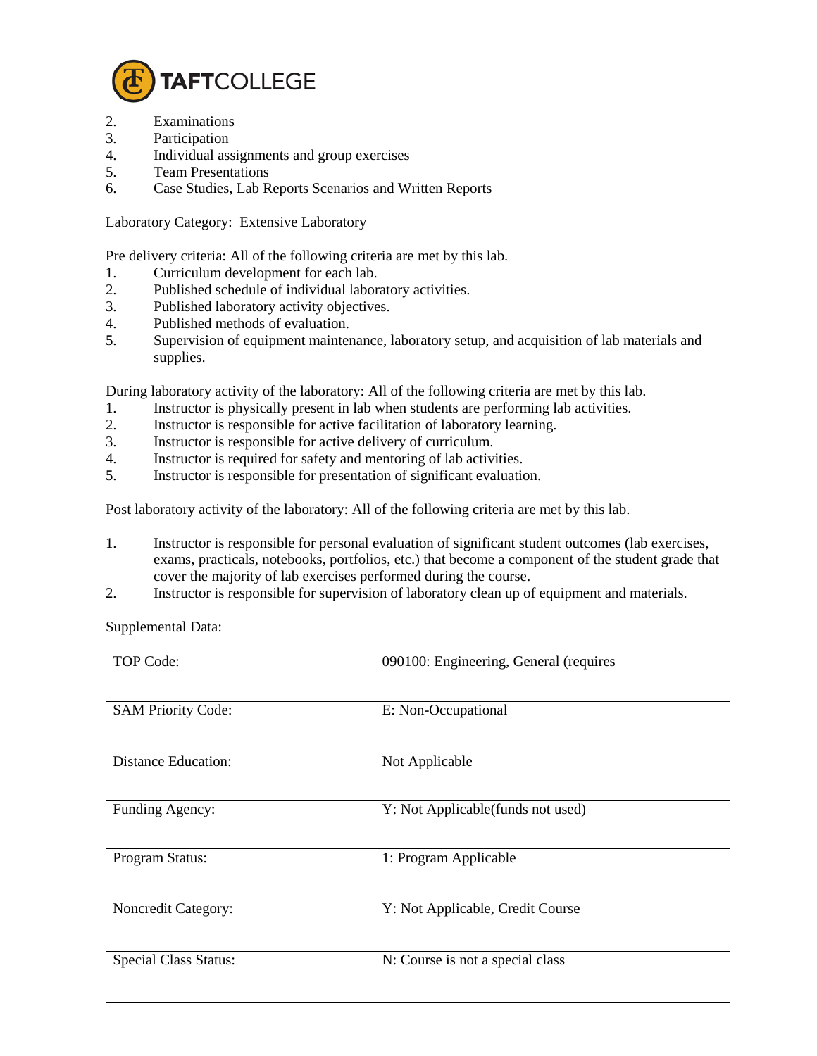2. Examinations
3. Participation
4. Individual assignments and group exercises
5. Team Presentations
6. Case Studies, Lab Reports Scenarios and Written Reports

Laboratory Category: Extensive Laboratory

Pre delivery criteria: All of the following criteria are met by this lab.

1. Curriculum development for each lab.
2. Published schedule of individual laboratory activities.
3. Published laboratory activity objectives.
4. Published methods of evaluation.
5. Supervision of equipment maintenance, laboratory setup, and acquisition of lab materials and supplies.

During laboratory activity of the laboratory: All of the following criteria are met by this lab.

1. Instructor is physically present in lab when students are performing lab activities.
2. Instructor is responsible for active facilitation of laboratory learning.
3. Instructor is responsible for active delivery of curriculum.
4. Instructor is required for safety and mentoring of lab activities.
5. Instructor is responsible for presentation of significant evaluation.

Post laboratory activity of the laboratory: All of the following criteria are met by this lab.

1. Instructor is responsible for personal evaluation of significant student outcomes (lab exercises, exams, practicals, notebooks, portfolios, etc.) that become a component of the student grade that cover the majority of lab exercises performed during the course.
2. Instructor is responsible for supervision of laboratory clean up of equipment and materials.

Supplemental Data:

| | |
|---|---|
| TOP Code: | 090100: Engineering, General (requires |
| SAM Priority Code: | E: Non-Occupational |
| Distance Education: | Not Applicable |
| Funding Agency: | Y: Not Applicable(funds not used) |
| Program Status: | 1: Program Applicable |
| Noncredit Category: | Y: Not Applicable, Credit Course |
| Special Class Status: | N: Course is not a special class |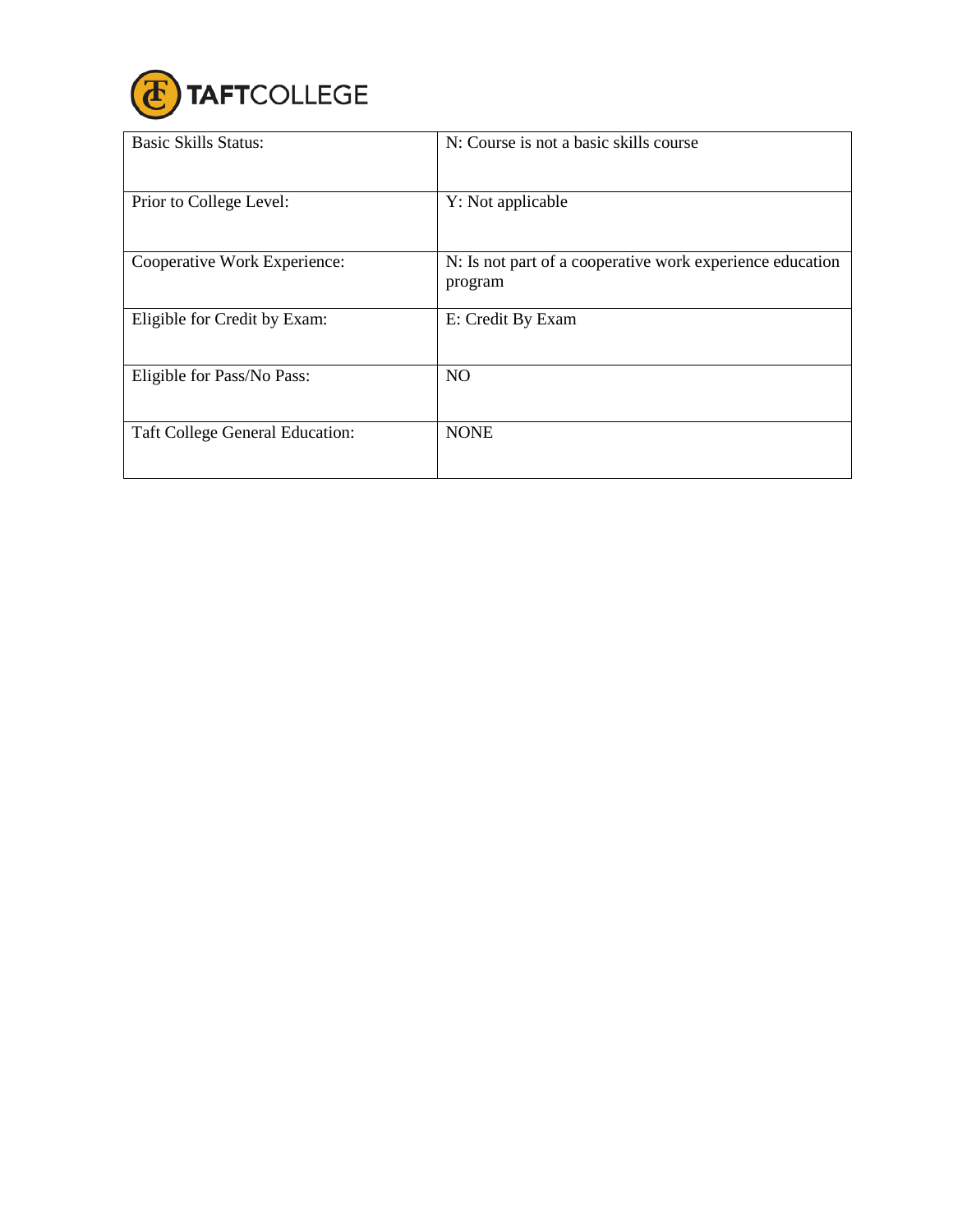| | |
|---|---|
| Basic Skills Status: | N: Course is not a basic skills course |
| Prior to College Level: | Y: Not applicable |
| Cooperative Work Experience: | N: Is not part of a cooperative work experience education program |
| Eligible for Credit by Exam: | E: Credit By Exam |
| Eligible for Pass/No Pass: | NO |
| Taft College General Education: | NONE |